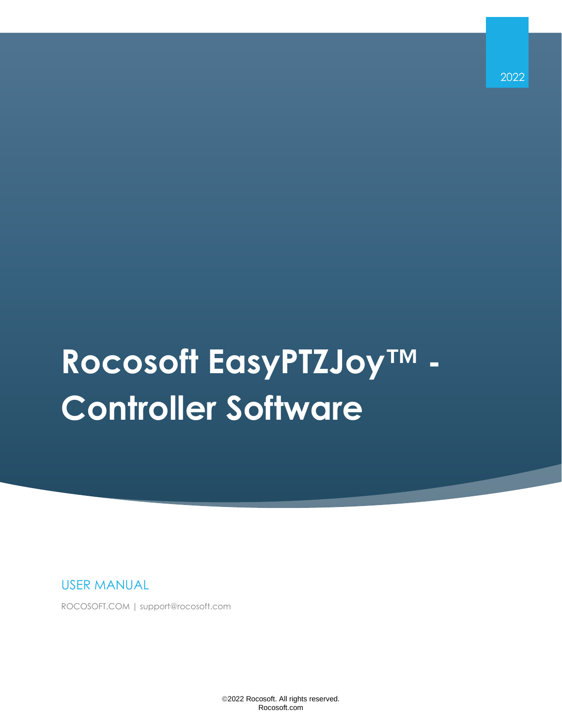2022

# Rocosoft EasyPTZJoy™ - Controller Software

USER MANUAL

ROCOSOFT.COM | support@rocosoft.com

©2022 Rocosoft. All rights reserved.
Rocosoft.com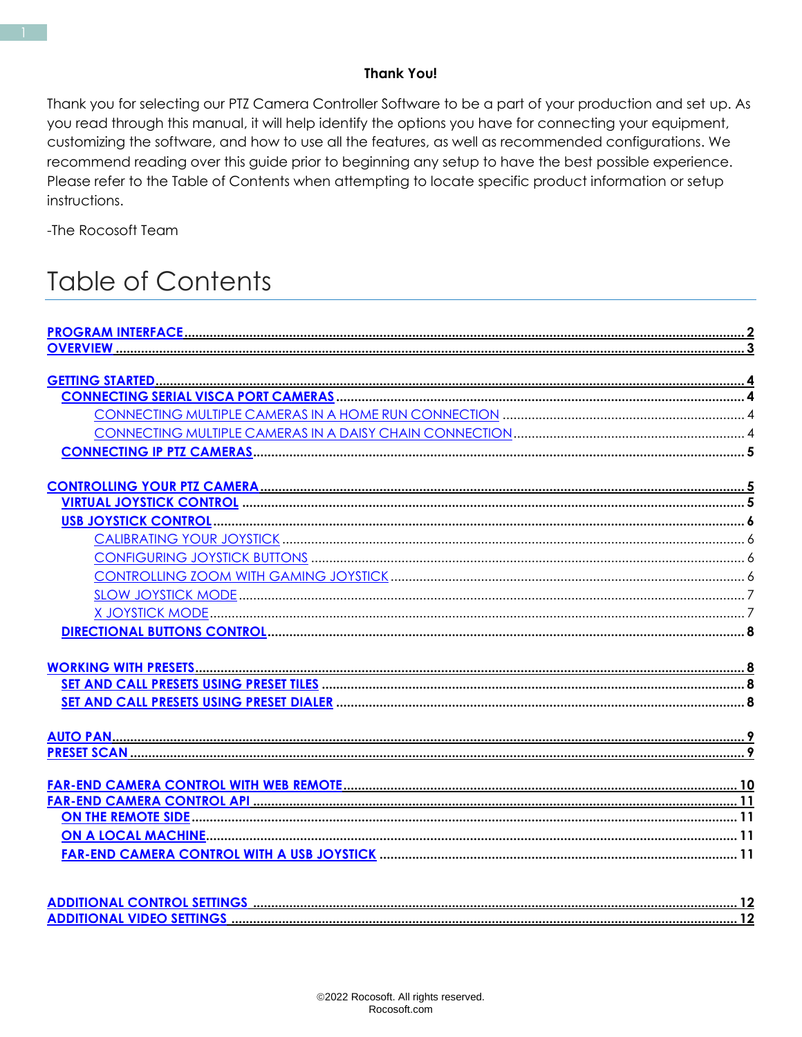**Thank You!**

Thank you for selecting our PTZ Camera Controller Software to be a part of your production and set up. As you read through this manual, it will help identify the options you have for connecting your equipment, customizing the software, and how to use all the features, as well as recommended configurations. We recommend reading over this guide prior to beginning any setup to have the best possible experience. Please refer to the Table of Contents when attempting to locate specific product information or setup instructions.

-The Rocosoft Team

# Table of Contents

- **PROGRAM INTERFACE** .......... 2
- **OVERVIEW** .......... 3

- **GETTING STARTED** .......... 4
  - **CONNECTING SERIAL VISCA PORT CAMERAS** .......... 4
    - CONNECTING MULTIPLE CAMERAS IN A HOME RUN CONNECTION .......... 4
    - CONNECTING MULTIPLE CAMERAS IN A DAISY CHAIN CONNECTION .......... 4
  - **CONNECTING IP PTZ CAMERAS** .......... 5

- **CONTROLLING YOUR PTZ CAMERA** .......... 5
  - **VIRTUAL JOYSTICK CONTROL** .......... 5
  - **USB JOYSTICK CONTROL** .......... 6
    - CALIBRATING YOUR JOYSTICK .......... 6
    - CONFIGURING JOYSTICK BUTTONS .......... 6
    - CONTROLLING ZOOM WITH GAMING JOYSTICK .......... 6
    - SLOW JOYSTICK MODE .......... 7
    - X JOYSTICK MODE .......... 7
  - **DIRECTIONAL BUTTONS CONTROL** .......... 8

- **WORKING WITH PRESETS** .......... 8
  - **SET AND CALL PRESETS USING PRESET TILES** .......... 8
  - **SET AND CALL PRESETS USING PRESET DIALER** .......... 8

- **AUTO PAN** .......... 9
- **PRESET SCAN** .......... 9

- **FAR-END CAMERA CONTROL WITH WEB REMOTE** .......... 10
- **FAR-END CAMERA CONTROL API** .......... 11
  - **ON THE REMOTE SIDE** .......... 11
  - **ON A LOCAL MACHINE** .......... 11
  - **FAR-END CAMERA CONTROL WITH A USB JOYSTICK** .......... 11

- **ADDITIONAL CONTROL SETTINGS** .......... 12
- **ADDITIONAL VIDEO SETTINGS** .......... 12

©2022 Rocosoft. All rights reserved.
Rocosoft.com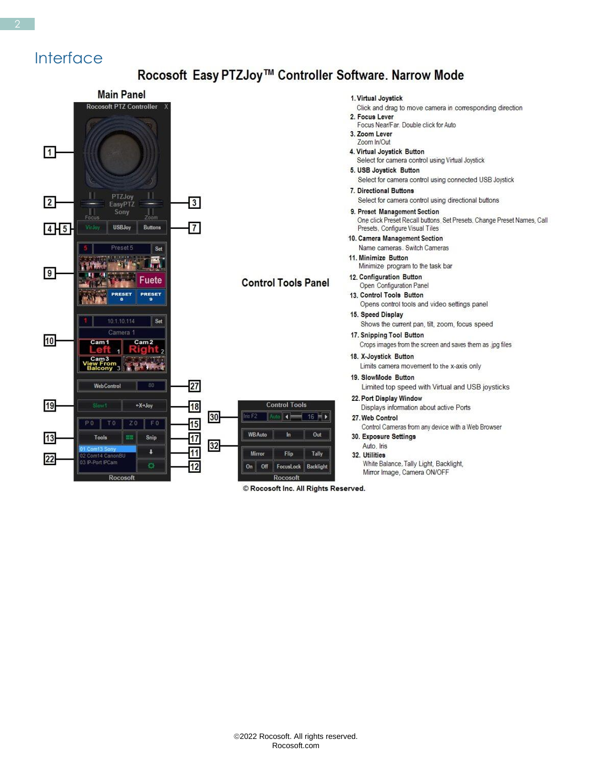## Interface

# Rocosoft Easy PTZJoy™ Controller Software. Narrow Mode

### Main Panel

### Control Tools Panel

1. **Virtual Joystick**
   Click and drag to move camera in corresponding direction
2. **Focus Lever**
   Focus Near/Far. Double click for Auto
3. **Zoom Lever**
   Zoom In/Out
4. **Virtual Joystick Button**
   Select for camera control using Virtual Joystick
5. **USB Joystick Button**
   Select for camera control using connected USB Joystick
7. **Directional Buttons**
   Select for camera control using directional buttons
9. **Preset Management Section**
   One click Preset Recall buttons. Set Presets. Change Preset Names, Call Presets, Configure Visual Tiles
10. **Camera Management Section**
    Name cameras. Switch Cameras
11. **Minimize Button**
    Minimize program to the task bar
12. **Configuration Button**
    Open Configuration Panel
13. **Control Tools Button**
    Opens control tools and video settings panel
15. **Speed Display**
    Shows the current pan, tilt, zoom, focus speed
17. **Snipping Tool Button**
    Crops images from the screen and saves them as .jpg files
18. **X-Joystick Button**
    Limits camera movement to the x-axis only
19. **SlowMode Button**
    Limited top speed with Virtual and USB joysticks
22. **Port Display Window**
    Displays information about active Ports
27. **Web Control**
    Control Cameras from any device with a Web Browser
30. **Exposure Settings**
    Auto. Iris
32. **Utilities**
    White Balance, Tally Light, Backlight, Mirror Image, Camera ON/OFF

© Rocosoft Inc. All Rights Reserved.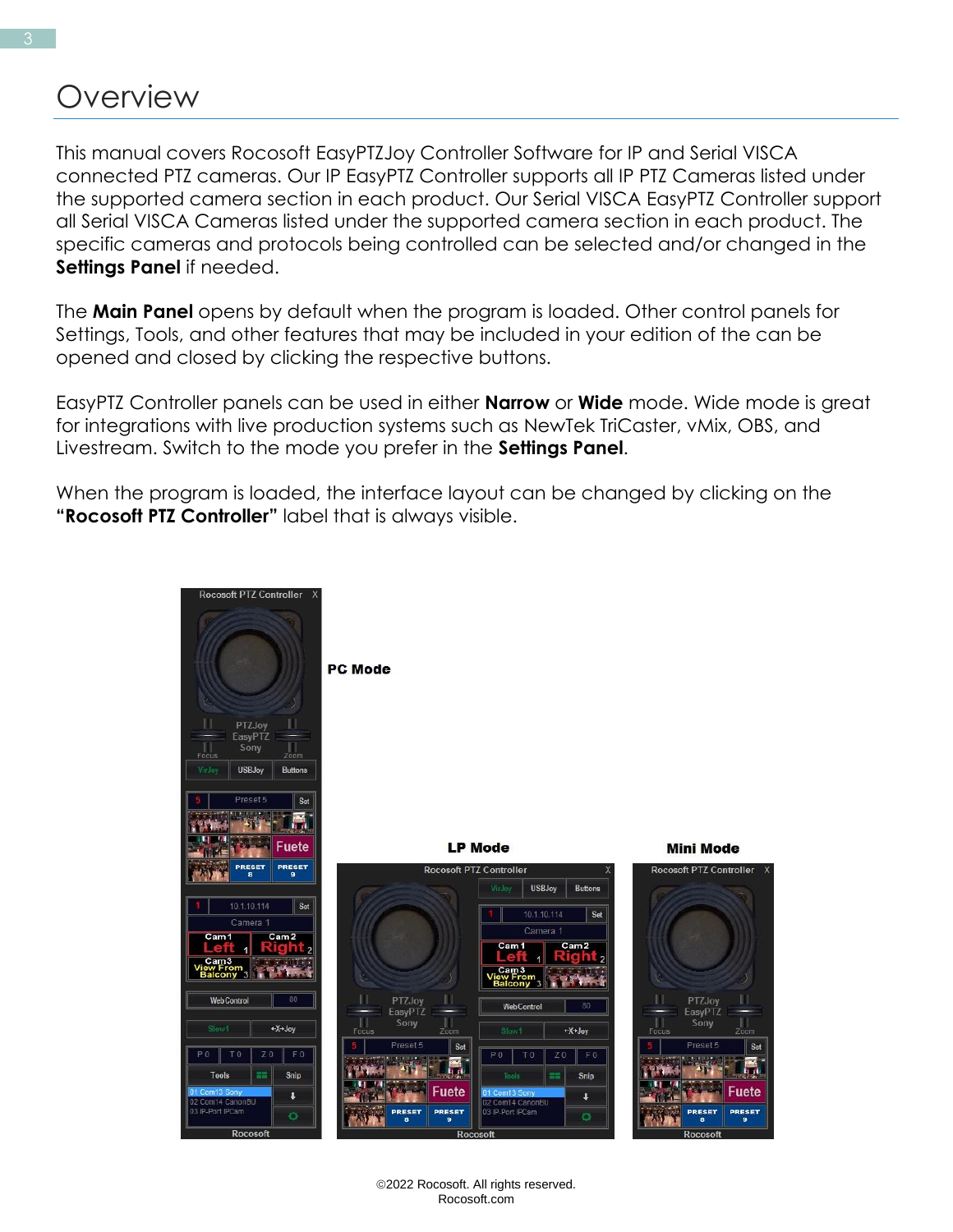# Overview

This manual covers Rocosoft EasyPTZJoy Controller Software for IP and Serial VISCA connected PTZ cameras. Our IP EasyPTZ Controller supports all IP PTZ Cameras listed under the supported camera section in each product. Our Serial VISCA EasyPTZ Controller support all Serial VISCA Cameras listed under the supported camera section in each product. The specific cameras and protocols being controlled can be selected and/or changed in the **Settings Panel** if needed.

The **Main Panel** opens by default when the program is loaded. Other control panels for Settings, Tools, and other features that may be included in your edition of the can be opened and closed by clicking the respective buttons.

EasyPTZ Controller panels can be used in either **Narrow** or **Wide** mode. Wide mode is great for integrations with live production systems such as NewTek TriCaster, vMix, OBS, and Livestream. Switch to the mode you prefer in the **Settings Panel**.

When the program is loaded, the interface layout can be changed by clicking on the **"Rocosoft PTZ Controller"** label that is always visible.

**PC Mode**

**LP Mode**

**Mini Mode**

©2022 Rocosoft. All rights reserved.
Rocosoft.com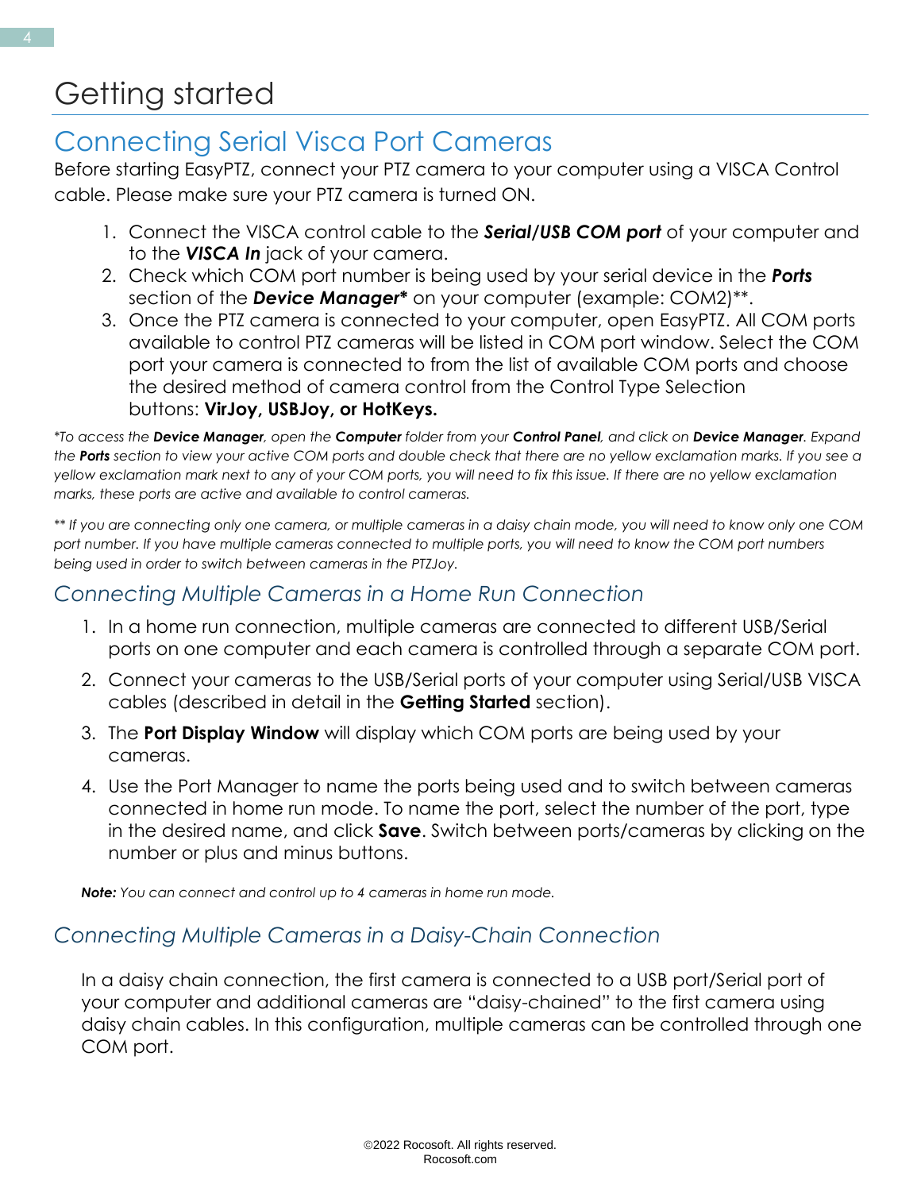# Getting started

## Connecting Serial Visca Port Cameras

Before starting EasyPTZ, connect your PTZ camera to your computer using a VISCA Control cable. Please make sure your PTZ camera is turned ON.

1. Connect the VISCA control cable to the ***Serial/USB COM port*** of your computer and to the ***VISCA In*** jack of your camera.
2. Check which COM port number is being used by your serial device in the ***Ports*** section of the ***Device Manager**** on your computer (example: COM2)**.
3. Once the PTZ camera is connected to your computer, open EasyPTZ. All COM ports available to control PTZ cameras will be listed in COM port window. Select the COM port your camera is connected to from the list of available COM ports and choose the desired method of camera control from the Control Type Selection buttons: **VirJoy, USBJoy, or HotKeys.**

*\*To access the **Device Manager**, open the **Computer** folder from your **Control Panel**, and click on **Device Manager**. Expand the **Ports** section to view your active COM ports and double check that there are no yellow exclamation marks. If you see a yellow exclamation mark next to any of your COM ports, you will need to fix this issue. If there are no yellow exclamation marks, these ports are active and available to control cameras.*

*\*\* If you are connecting only one camera, or multiple cameras in a daisy chain mode, you will need to know only one COM port number. If you have multiple cameras connected to multiple ports, you will need to know the COM port numbers being used in order to switch between cameras in the PTZJoy.*

### *Connecting Multiple Cameras in a Home Run Connection*

1. In a home run connection, multiple cameras are connected to different USB/Serial ports on one computer and each camera is controlled through a separate COM port.
2. Connect your cameras to the USB/Serial ports of your computer using Serial/USB VISCA cables (described in detail in the **Getting Started** section).
3. The **Port Display Window** will display which COM ports are being used by your cameras.
4. Use the Port Manager to name the ports being used and to switch between cameras connected in home run mode. To name the port, select the number of the port, type in the desired name, and click **Save**. Switch between ports/cameras by clicking on the number or plus and minus buttons.

***Note:*** *You can connect and control up to 4 cameras in home run mode.*

### *Connecting Multiple Cameras in a Daisy-Chain Connection*

In a daisy chain connection, the first camera is connected to a USB port/Serial port of your computer and additional cameras are "daisy-chained" to the first camera using daisy chain cables. In this configuration, multiple cameras can be controlled through one COM port.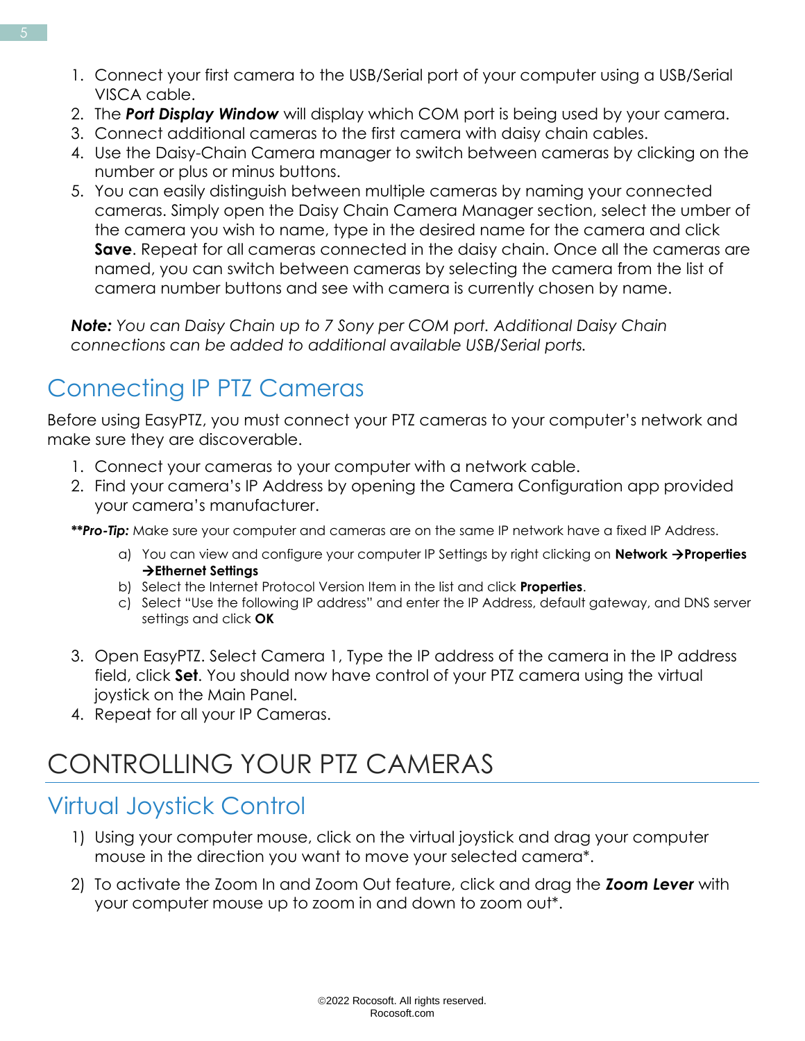1. Connect your first camera to the USB/Serial port of your computer using a USB/Serial VISCA cable.
2. The ***Port Display Window*** will display which COM port is being used by your camera.
3. Connect additional cameras to the first camera with daisy chain cables.
4. Use the Daisy-Chain Camera manager to switch between cameras by clicking on the number or plus or minus buttons.
5. You can easily distinguish between multiple cameras by naming your connected cameras. Simply open the Daisy Chain Camera Manager section, select the umber of the camera you wish to name, type in the desired name for the camera and click **Save**. Repeat for all cameras connected in the daisy chain. Once all the cameras are named, you can switch between cameras by selecting the camera from the list of camera number buttons and see with camera is currently chosen by name.

***Note:*** *You can Daisy Chain up to 7 Sony per COM port. Additional Daisy Chain connections can be added to additional available USB/Serial ports.*

## Connecting IP PTZ Cameras

Before using EasyPTZ, you must connect your PTZ cameras to your computer's network and make sure they are discoverable.

1. Connect your cameras to your computer with a network cable.
2. Find your camera's IP Address by opening the Camera Configuration app provided your camera's manufacturer.

***\*\*Pro-Tip:*** Make sure your computer and cameras are on the same IP network have a fixed IP Address.

   a) You can view and configure your computer IP Settings by right clicking on **Network →Properties →Ethernet Settings**
   b) Select the Internet Protocol Version Item in the list and click **Properties**.
   c) Select "Use the following IP address" and enter the IP Address, default gateway, and DNS server settings and click **OK**

3. Open EasyPTZ. Select Camera 1, Type the IP address of the camera in the IP address field, click **Set**. You should now have control of your PTZ camera using the virtual joystick on the Main Panel.
4. Repeat for all your IP Cameras.

# CONTROLLING YOUR PTZ CAMERAS

## Virtual Joystick Control

1) Using your computer mouse, click on the virtual joystick and drag your computer mouse in the direction you want to move your selected camera*.
2) To activate the Zoom In and Zoom Out feature, click and drag the ***Zoom Lever*** with your computer mouse up to zoom in and down to zoom out*.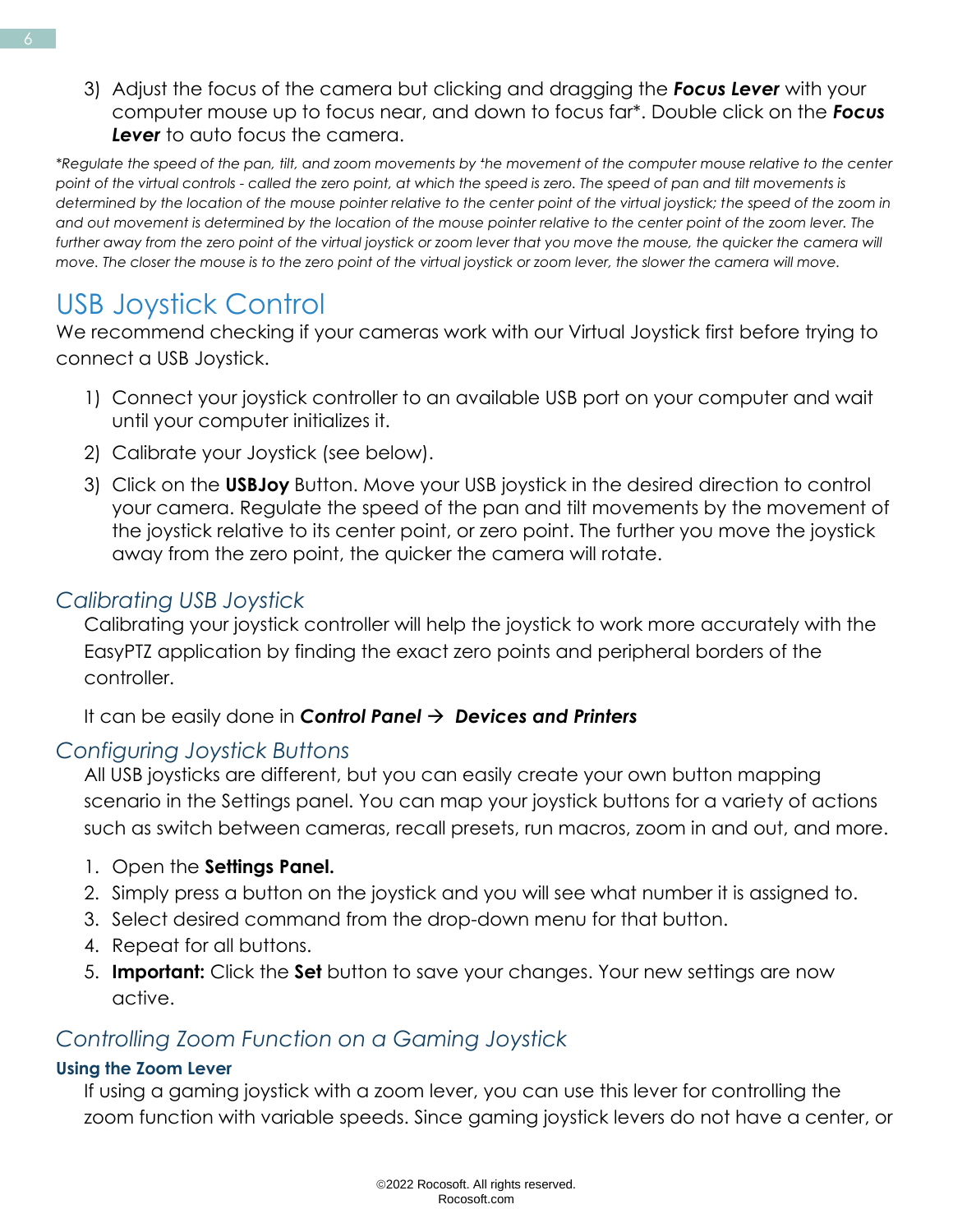3) Adjust the focus of the camera but clicking and dragging the ***Focus Lever*** with your computer mouse up to focus near, and down to focus far*. Double click on the ***Focus Lever*** to auto focus the camera.

*\*Regulate the speed of the pan, tilt, and zoom movements by the movement of the computer mouse relative to the center point of the virtual controls - called the zero point, at which the speed is zero. The speed of pan and tilt movements is determined by the location of the mouse pointer relative to the center point of the virtual joystick; the speed of the zoom in and out movement is determined by the location of the mouse pointer relative to the center point of the zoom lever. The further away from the zero point of the virtual joystick or zoom lever that you move the mouse, the quicker the camera will move. The closer the mouse is to the zero point of the virtual joystick or zoom lever, the slower the camera will move.*

# USB Joystick Control

We recommend checking if your cameras work with our Virtual Joystick first before trying to connect a USB Joystick.

1) Connect your joystick controller to an available USB port on your computer and wait until your computer initializes it.
2) Calibrate your Joystick (see below).
3) Click on the **USBJoy** Button. Move your USB joystick in the desired direction to control your camera. Regulate the speed of the pan and tilt movements by the movement of the joystick relative to its center point, or zero point. The further you move the joystick away from the zero point, the quicker the camera will rotate.

## *Calibrating USB Joystick*

Calibrating your joystick controller will help the joystick to work more accurately with the EasyPTZ application by finding the exact zero points and peripheral borders of the controller.

It can be easily done in ***Control Panel → Devices and Printers***

## *Configuring Joystick Buttons*

All USB joysticks are different, but you can easily create your own button mapping scenario in the Settings panel. You can map your joystick buttons for a variety of actions such as switch between cameras, recall presets, run macros, zoom in and out, and more.

1. Open the **Settings Panel.**
2. Simply press a button on the joystick and you will see what number it is assigned to.
3. Select desired command from the drop-down menu for that button.
4. Repeat for all buttons.
5. **Important:** Click the **Set** button to save your changes. Your new settings are now active.

## *Controlling Zoom Function on a Gaming Joystick*

### Using the Zoom Lever

If using a gaming joystick with a zoom lever, you can use this lever for controlling the zoom function with variable speeds. Since gaming joystick levers do not have a center, or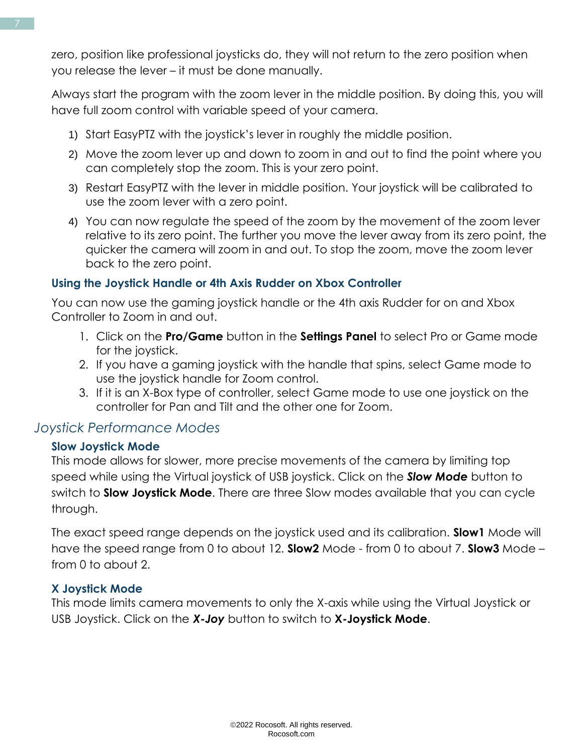zero, position like professional joysticks do, they will not return to the zero position when you release the lever – it must be done manually.

Always start the program with the zoom lever in the middle position. By doing this, you will have full zoom control with variable speed of your camera.

1) Start EasyPTZ with the joystick's lever in roughly the middle position.
2) Move the zoom lever up and down to zoom in and out to find the point where you can completely stop the zoom. This is your zero point.
3) Restart EasyPTZ with the lever in middle position. Your joystick will be calibrated to use the zoom lever with a zero point.
4) You can now regulate the speed of the zoom by the movement of the zoom lever relative to its zero point. The further you move the lever away from its zero point, the quicker the camera will zoom in and out. To stop the zoom, move the zoom lever back to the zero point.

### Using the Joystick Handle or 4th Axis Rudder on Xbox Controller

You can now use the gaming joystick handle or the 4th axis Rudder for on and Xbox Controller to Zoom in and out.

1. Click on the **Pro/Game** button in the **Settings Panel** to select Pro or Game mode for the joystick.
2. If you have a gaming joystick with the handle that spins, select Game mode to use the joystick handle for Zoom control.
3. If it is an X-Box type of controller, select Game mode to use one joystick on the controller for Pan and Tilt and the other one for Zoom.

## *Joystick Performance Modes*

### Slow Joystick Mode

This mode allows for slower, more precise movements of the camera by limiting top speed while using the Virtual joystick of USB joystick. Click on the ***Slow Mode*** button to switch to **Slow Joystick Mode**. There are three Slow modes available that you can cycle through.

The exact speed range depends on the joystick used and its calibration. **Slow1** Mode will have the speed range from 0 to about 12. **Slow2** Mode - from 0 to about 7. **Slow3** Mode – from 0 to about 2.

### X Joystick Mode

This mode limits camera movements to only the X-axis while using the Virtual Joystick or USB Joystick. Click on the ***X-Joy*** button to switch to **X-Joystick Mode**.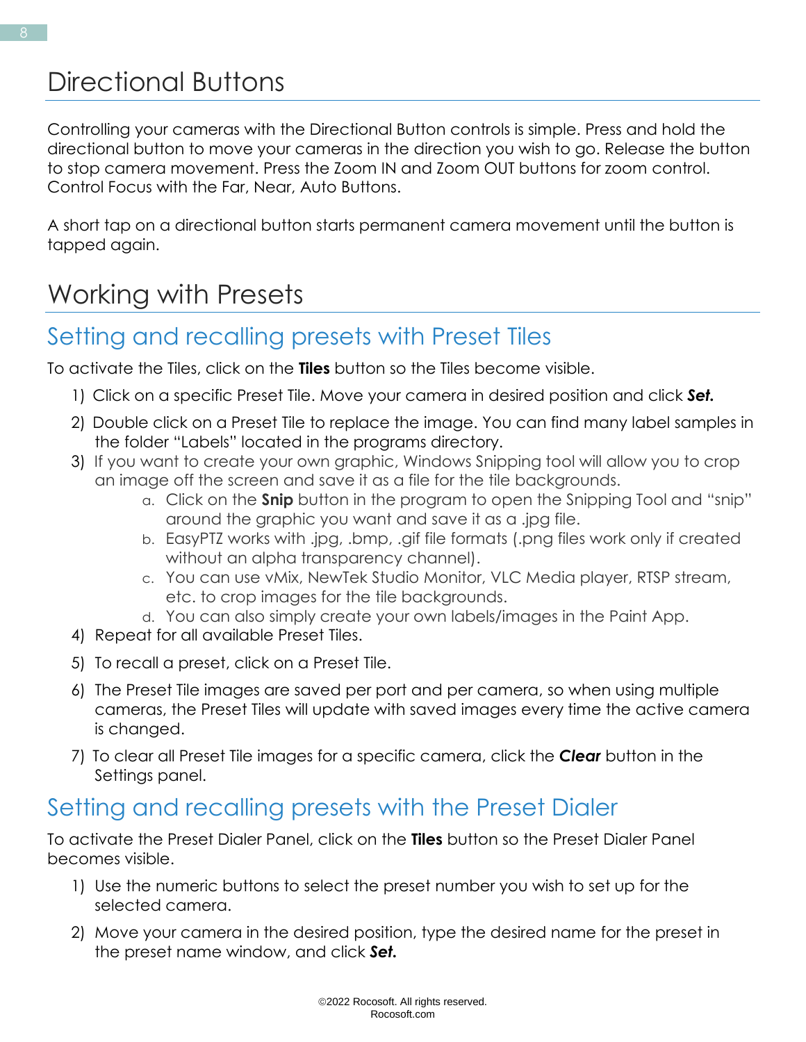# Directional Buttons

Controlling your cameras with the Directional Button controls is simple. Press and hold the directional button to move your cameras in the direction you wish to go. Release the button to stop camera movement. Press the Zoom IN and Zoom OUT buttons for zoom control. Control Focus with the Far, Near, Auto Buttons.

A short tap on a directional button starts permanent camera movement until the button is tapped again.

# Working with Presets

## Setting and recalling presets with Preset Tiles

To activate the Tiles, click on the **Tiles** button so the Tiles become visible.

1) Click on a specific Preset Tile. Move your camera in desired position and click ***Set.***
2) Double click on a Preset Tile to replace the image. You can find many label samples in the folder "Labels" located in the programs directory.
3) If you want to create your own graphic, Windows Snipping tool will allow you to crop an image off the screen and save it as a file for the tile backgrounds.
   a. Click on the **Snip** button in the program to open the Snipping Tool and "snip" around the graphic you want and save it as a .jpg file.
   b. EasyPTZ works with .jpg, .bmp, .gif file formats (.png files work only if created without an alpha transparency channel).
   c. You can use vMix, NewTek Studio Monitor, VLC Media player, RTSP stream, etc. to crop images for the tile backgrounds.
   d. You can also simply create your own labels/images in the Paint App.
4) Repeat for all available Preset Tiles.
5) To recall a preset, click on a Preset Tile.
6) The Preset Tile images are saved per port and per camera, so when using multiple cameras, the Preset Tiles will update with saved images every time the active camera is changed.
7) To clear all Preset Tile images for a specific camera, click the ***Clear*** button in the Settings panel.

## Setting and recalling presets with the Preset Dialer

To activate the Preset Dialer Panel, click on the **Tiles** button so the Preset Dialer Panel becomes visible.

1) Use the numeric buttons to select the preset number you wish to set up for the selected camera.
2) Move your camera in the desired position, type the desired name for the preset in the preset name window, and click ***Set.***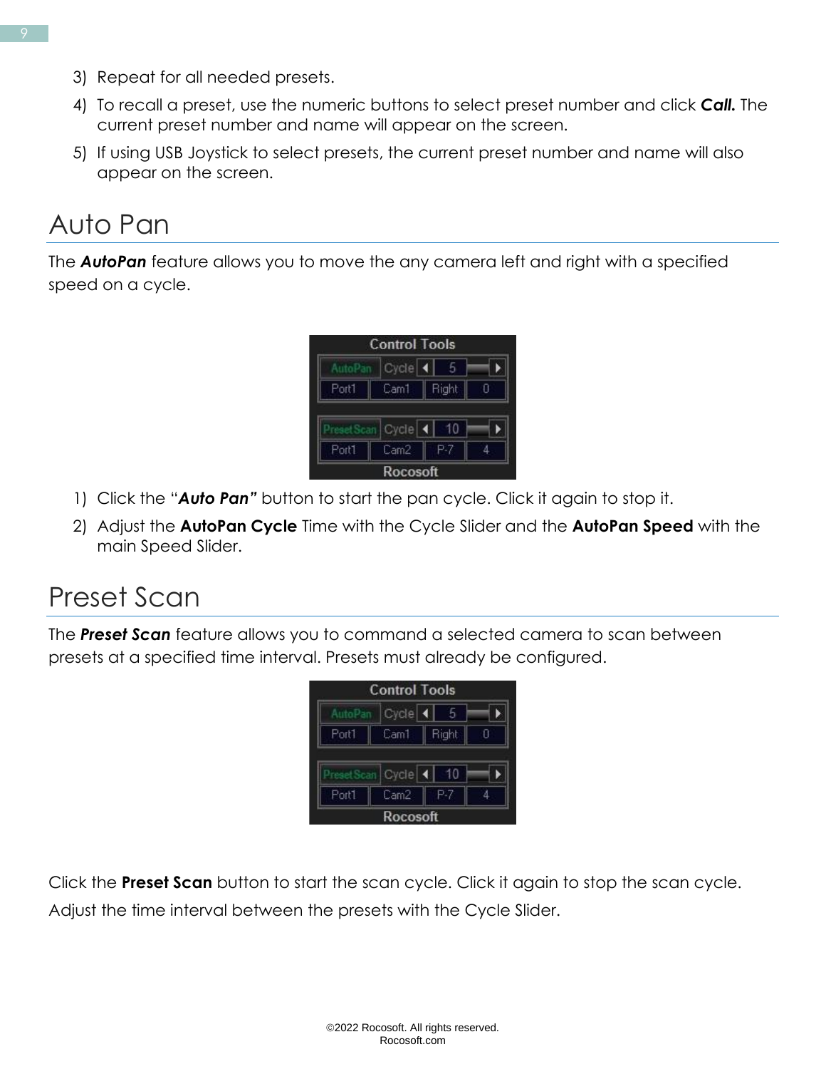3) Repeat for all needed presets.
4) To recall a preset, use the numeric buttons to select preset number and click ***Call.*** The current preset number and name will appear on the screen.
5) If using USB Joystick to select presets, the current preset number and name will also appear on the screen.

# Auto Pan

The ***AutoPan*** feature allows you to move the any camera left and right with a specified speed on a cycle.

1) Click the "***Auto Pan"*** button to start the pan cycle. Click it again to stop it.
2) Adjust the **AutoPan Cycle** Time with the Cycle Slider and the **AutoPan Speed** with the main Speed Slider.

# Preset Scan

The ***Preset Scan*** feature allows you to command a selected camera to scan between presets at a specified time interval. Presets must already be configured.

Click the **Preset Scan** button to start the scan cycle. Click it again to stop the scan cycle.

Adjust the time interval between the presets with the Cycle Slider.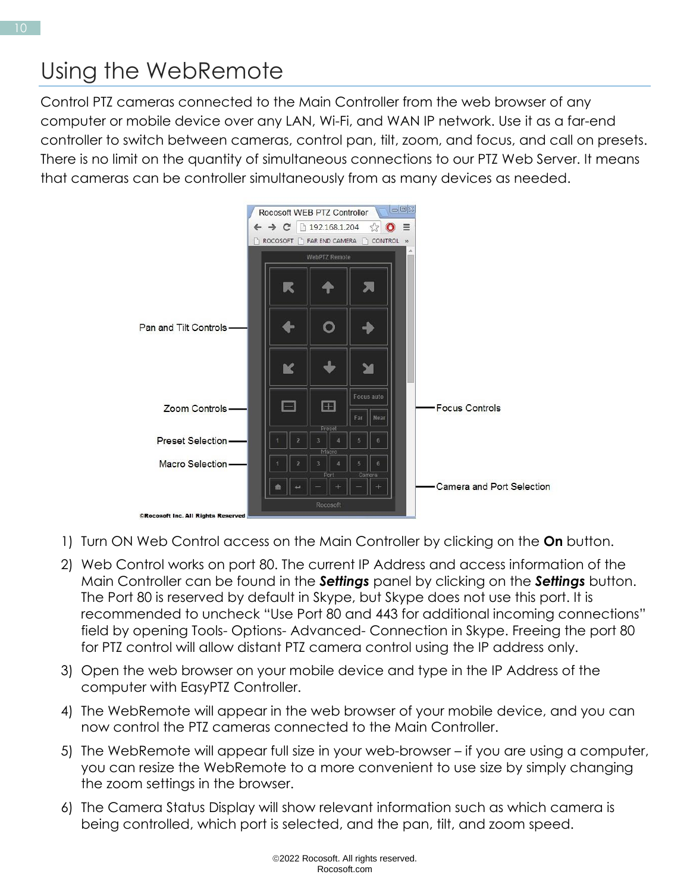# Using the WebRemote

Control PTZ cameras connected to the Main Controller from the web browser of any computer or mobile device over any LAN, Wi-Fi, and WAN IP network. Use it as a far-end controller to switch between cameras, control pan, tilt, zoom, and focus, and call on presets. There is no limit on the quantity of simultaneous connections to our PTZ Web Server. It means that cameras can be controller simultaneously from as many devices as needed.

1) Turn ON Web Control access on the Main Controller by clicking on the **On** button.
2) Web Control works on port 80. The current IP Address and access information of the Main Controller can be found in the ***Settings*** panel by clicking on the ***Settings*** button. The Port 80 is reserved by default in Skype, but Skype does not use this port. It is recommended to uncheck "Use Port 80 and 443 for additional incoming connections" field by opening Tools- Options- Advanced- Connection in Skype. Freeing the port 80 for PTZ control will allow distant PTZ camera control using the IP address only.
3) Open the web browser on your mobile device and type in the IP Address of the computer with EasyPTZ Controller.
4) The WebRemote will appear in the web browser of your mobile device, and you can now control the PTZ cameras connected to the Main Controller.
5) The WebRemote will appear full size in your web-browser – if you are using a computer, you can resize the WebRemote to a more convenient to use size by simply changing the zoom settings in the browser.
6) The Camera Status Display will show relevant information such as which camera is being controlled, which port is selected, and the pan, tilt, and zoom speed.

©2022 Rocosoft. All rights reserved.
Rocosoft.com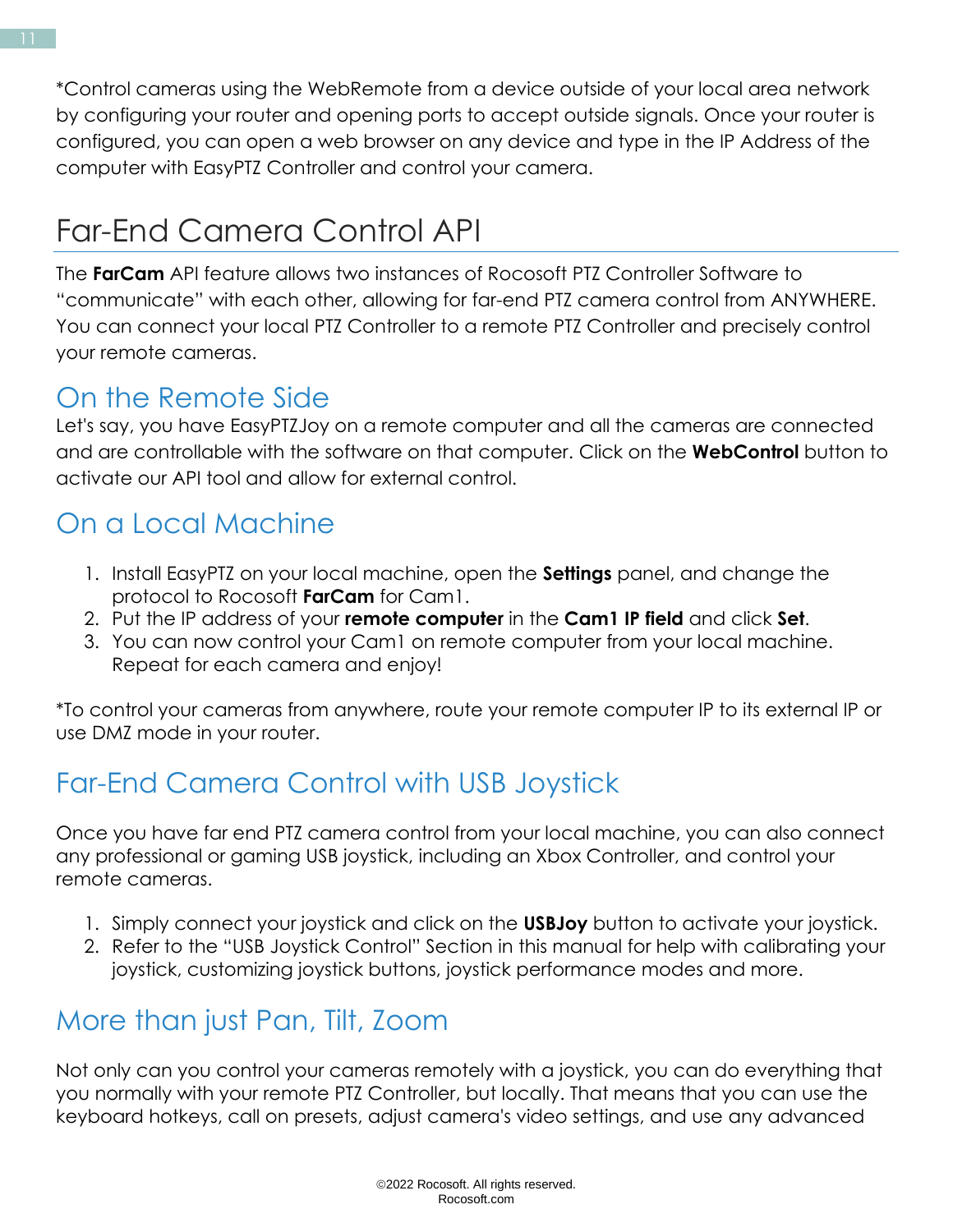*Control cameras using the WebRemote from a device outside of your local area network by configuring your router and opening ports to accept outside signals. Once your router is configured, you can open a web browser on any device and type in the IP Address of the computer with EasyPTZ Controller and control your camera.

# Far-End Camera Control API

The **FarCam** API feature allows two instances of Rocosoft PTZ Controller Software to "communicate" with each other, allowing for far-end PTZ camera control from ANYWHERE. You can connect your local PTZ Controller to a remote PTZ Controller and precisely control your remote cameras.

## On the Remote Side

Let's say, you have EasyPTZJoy on a remote computer and all the cameras are connected and are controllable with the software on that computer. Click on the **WebControl** button to activate our API tool and allow for external control.

## On a Local Machine

1. Install EasyPTZ on your local machine, open the **Settings** panel, and change the protocol to Rocosoft **FarCam** for Cam1.
2. Put the IP address of your **remote computer** in the **Cam1 IP field** and click **Set**.
3. You can now control your Cam1 on remote computer from your local machine. Repeat for each camera and enjoy!

*To control your cameras from anywhere, route your remote computer IP to its external IP or use DMZ mode in your router.

## Far-End Camera Control with USB Joystick

Once you have far end PTZ camera control from your local machine, you can also connect any professional or gaming USB joystick, including an Xbox Controller, and control your remote cameras.

1. Simply connect your joystick and click on the **USBJoy** button to activate your joystick.
2. Refer to the "USB Joystick Control" Section in this manual for help with calibrating your joystick, customizing joystick buttons, joystick performance modes and more.

## More than just Pan, Tilt, Zoom

Not only can you control your cameras remotely with a joystick, you can do everything that you normally with your remote PTZ Controller, but locally. That means that you can use the keyboard hotkeys, call on presets, adjust camera's video settings, and use any advanced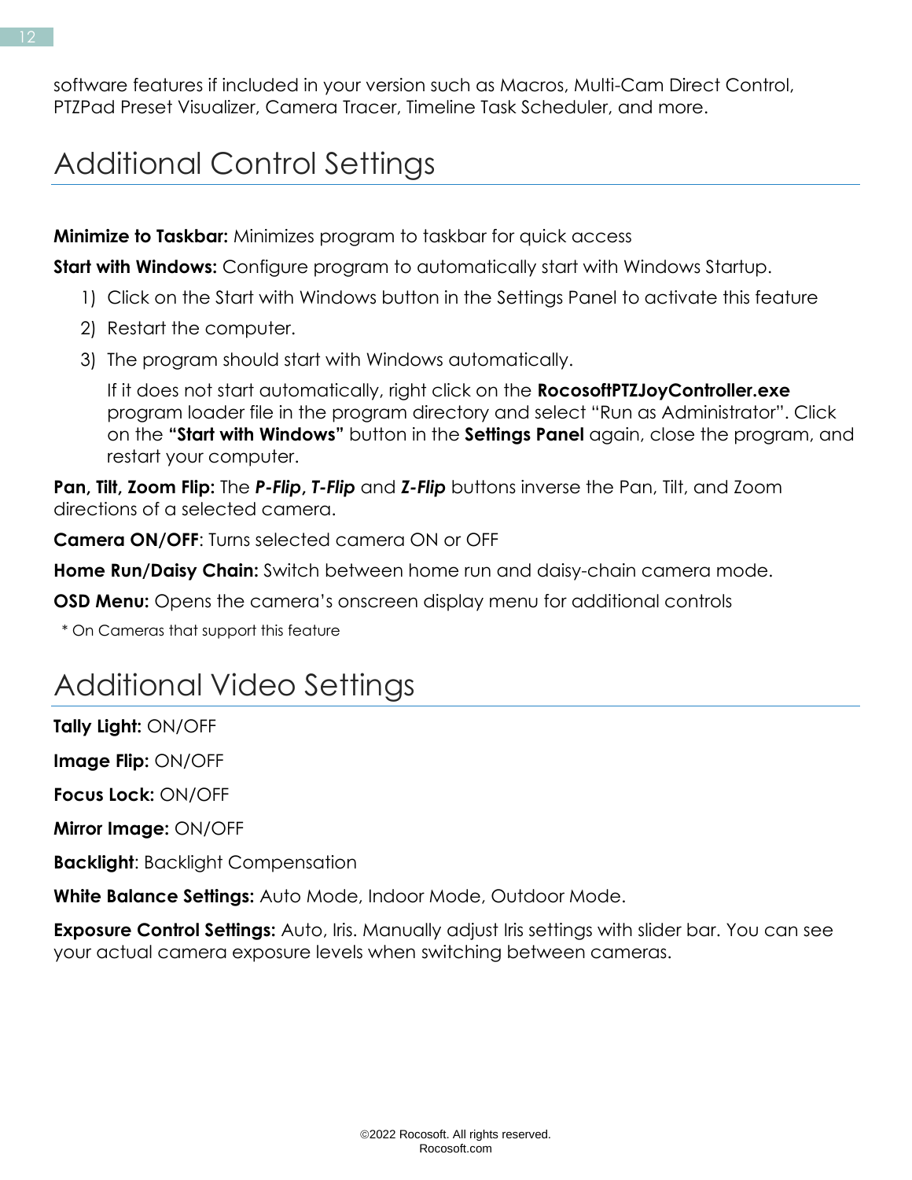software features if included in your version such as Macros, Multi-Cam Direct Control, PTZPad Preset Visualizer, Camera Tracer, Timeline Task Scheduler, and more.

# Additional Control Settings

**Minimize to Taskbar:** Minimizes program to taskbar for quick access

**Start with Windows:** Configure program to automatically start with Windows Startup.

1) Click on the Start with Windows button in the Settings Panel to activate this feature
2) Restart the computer.
3) The program should start with Windows automatically.

   If it does not start automatically, right click on the **RocosoftPTZJoyController.exe** program loader file in the program directory and select "Run as Administrator". Click on the **"Start with Windows"** button in the **Settings Panel** again, close the program, and restart your computer.

**Pan, Tilt, Zoom Flip:** The ***P-Flip***, ***T-Flip*** and ***Z-Flip*** buttons inverse the Pan, Tilt, and Zoom directions of a selected camera.

**Camera ON/OFF**: Turns selected camera ON or OFF

**Home Run/Daisy Chain:** Switch between home run and daisy-chain camera mode.

**OSD Menu:** Opens the camera's onscreen display menu for additional controls

\* On Cameras that support this feature

# Additional Video Settings

**Tally Light:** ON/OFF

**Image Flip:** ON/OFF

**Focus Lock:** ON/OFF

**Mirror Image:** ON/OFF

**Backlight**: Backlight Compensation

**White Balance Settings:** Auto Mode, Indoor Mode, Outdoor Mode.

**Exposure Control Settings:** Auto, Iris. Manually adjust Iris settings with slider bar. You can see your actual camera exposure levels when switching between cameras.

©2022 Rocosoft. All rights reserved.
Rocosoft.com